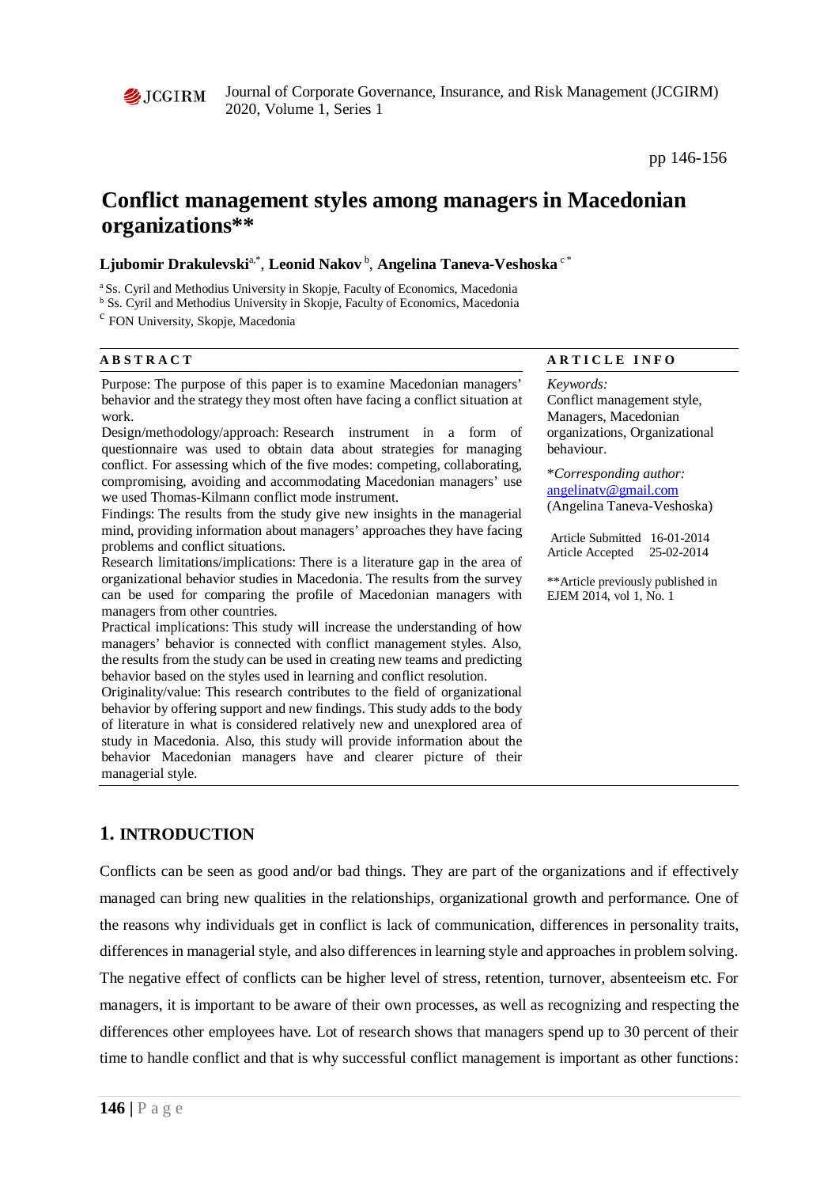# Conflict management styles among managers in Macedonian organizations**

**Ljubomir Drakulevski**[a,*], **Leonid Nakov**[b], **Angelina Taneva-Veshoska**[c*]

[a] Ss. Cyril and Methodius University in Skopje, Faculty of Economics, Macedonia
[b] Ss. Cyril and Methodius University in Skopje, Faculty of Economics, Macedonia
[c] FON University, Skopje, Macedonia

**ABSTRACT**

Purpose: The purpose of this paper is to examine Macedonian managers' behavior and the strategy they most often have facing a conflict situation at work.

Design/methodology/approach: Research instrument in a form of questionnaire was used to obtain data about strategies for managing conflict. For assessing which of the five modes: competing, collaborating, compromising, avoiding and accommodating Macedonian managers' use we used Thomas-Kilmann conflict mode instrument.

Findings: The results from the study give new insights in the managerial mind, providing information about managers' approaches they have facing problems and conflict situations.

Research limitations/implications: There is a literature gap in the area of organizational behavior studies in Macedonia. The results from the survey can be used for comparing the profile of Macedonian managers with managers from other countries.

Practical implications: This study will increase the understanding of how managers' behavior is connected with conflict management styles. Also, the results from the study can be used in creating new teams and predicting behavior based on the styles used in learning and conflict resolution.

Originality/value: This research contributes to the field of organizational behavior by offering support and new findings. This study adds to the body of literature in what is considered relatively new and unexplored area of study in Macedonia. Also, this study will provide information about the behavior Macedonian managers have and clearer picture of their managerial style.

**ARTICLE INFO**

*Keywords:*
Conflict management style, Managers, Macedonian organizations, Organizational behaviour.

**Corresponding author:*
angelinatv@gmail.com
(Angelina Taneva-Veshoska)

Article Submitted 16-01-2014
Article Accepted 25-02-2014

**Article previously published in EJEM 2014, vol 1, No. 1

## 1. INTRODUCTION

Conflicts can be seen as good and/or bad things. They are part of the organizations and if effectively managed can bring new qualities in the relationships, organizational growth and performance. One of the reasons why individuals get in conflict is lack of communication, differences in personality traits, differences in managerial style, and also differences in learning style and approaches in problem solving. The negative effect of conflicts can be higher level of stress, retention, turnover, absenteeism etc. For managers, it is important to be aware of their own processes, as well as recognizing and respecting the differences other employees have. Lot of research shows that managers spend up to 30 percent of their time to handle conflict and that is why successful conflict management is important as other functions: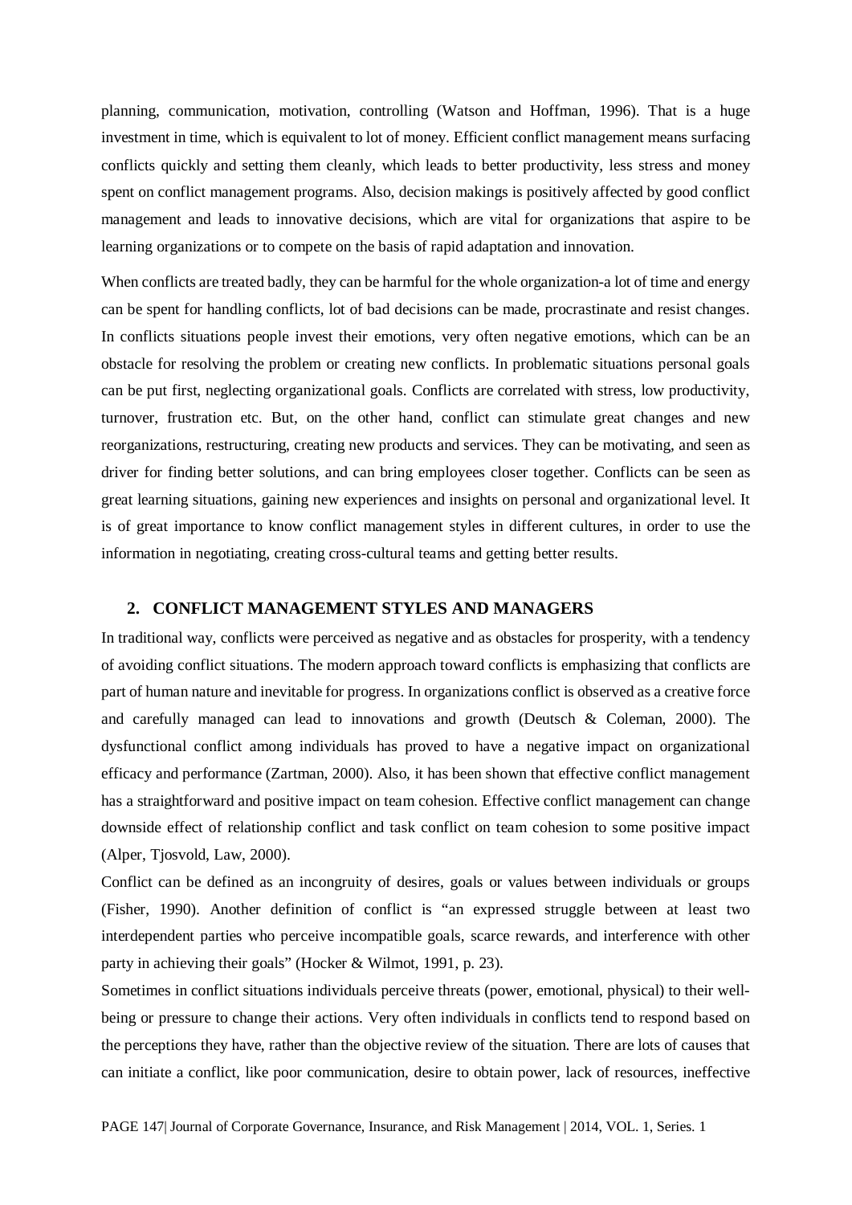planning, communication, motivation, controlling (Watson and Hoffman, 1996). That is a huge investment in time, which is equivalent to lot of money. Efficient conflict management means surfacing conflicts quickly and setting them cleanly, which leads to better productivity, less stress and money spent on conflict management programs. Also, decision makings is positively affected by good conflict management and leads to innovative decisions, which are vital for organizations that aspire to be learning organizations or to compete on the basis of rapid adaptation and innovation.

When conflicts are treated badly, they can be harmful for the whole organization-a lot of time and energy can be spent for handling conflicts, lot of bad decisions can be made, procrastinate and resist changes. In conflicts situations people invest their emotions, very often negative emotions, which can be an obstacle for resolving the problem or creating new conflicts. In problematic situations personal goals can be put first, neglecting organizational goals. Conflicts are correlated with stress, low productivity, turnover, frustration etc. But, on the other hand, conflict can stimulate great changes and new reorganizations, restructuring, creating new products and services. They can be motivating, and seen as driver for finding better solutions, and can bring employees closer together. Conflicts can be seen as great learning situations, gaining new experiences and insights on personal and organizational level. It is of great importance to know conflict management styles in different cultures, in order to use the information in negotiating, creating cross-cultural teams and getting better results.

## 2. CONFLICT MANAGEMENT STYLES AND MANAGERS

In traditional way, conflicts were perceived as negative and as obstacles for prosperity, with a tendency of avoiding conflict situations. The modern approach toward conflicts is emphasizing that conflicts are part of human nature and inevitable for progress. In organizations conflict is observed as a creative force and carefully managed can lead to innovations and growth (Deutsch & Coleman, 2000). The dysfunctional conflict among individuals has proved to have a negative impact on organizational efficacy and performance (Zartman, 2000). Also, it has been shown that effective conflict management has a straightforward and positive impact on team cohesion. Effective conflict management can change downside effect of relationship conflict and task conflict on team cohesion to some positive impact (Alper, Tjosvold, Law, 2000).

Conflict can be defined as an incongruity of desires, goals or values between individuals or groups (Fisher, 1990). Another definition of conflict is "an expressed struggle between at least two interdependent parties who perceive incompatible goals, scarce rewards, and interference with other party in achieving their goals" (Hocker & Wilmot, 1991, p. 23).

Sometimes in conflict situations individuals perceive threats (power, emotional, physical) to their well-being or pressure to change their actions. Very often individuals in conflicts tend to respond based on the perceptions they have, rather than the objective review of the situation. There are lots of causes that can initiate a conflict, like poor communication, desire to obtain power, lack of resources, ineffective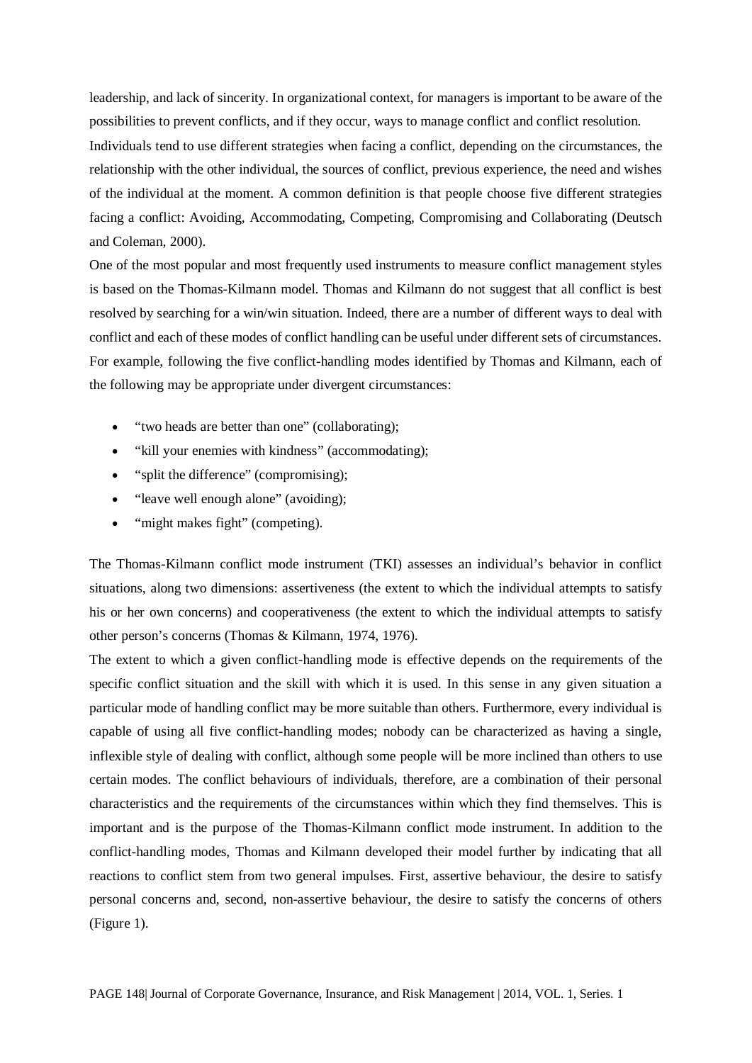leadership, and lack of sincerity. In organizational context, for managers is important to be aware of the possibilities to prevent conflicts, and if they occur, ways to manage conflict and conflict resolution.

Individuals tend to use different strategies when facing a conflict, depending on the circumstances, the relationship with the other individual, the sources of conflict, previous experience, the need and wishes of the individual at the moment. A common definition is that people choose five different strategies facing a conflict: Avoiding, Accommodating, Competing, Compromising and Collaborating (Deutsch and Coleman, 2000).

One of the most popular and most frequently used instruments to measure conflict management styles is based on the Thomas-Kilmann model. Thomas and Kilmann do not suggest that all conflict is best resolved by searching for a win/win situation. Indeed, there are a number of different ways to deal with conflict and each of these modes of conflict handling can be useful under different sets of circumstances. For example, following the five conflict-handling modes identified by Thomas and Kilmann, each of the following may be appropriate under divergent circumstances:

- "two heads are better than one" (collaborating);
- "kill your enemies with kindness" (accommodating);
- "split the difference" (compromising);
- "leave well enough alone" (avoiding);
- "might makes fight" (competing).

The Thomas-Kilmann conflict mode instrument (TKI) assesses an individual's behavior in conflict situations, along two dimensions: assertiveness (the extent to which the individual attempts to satisfy his or her own concerns) and cooperativeness (the extent to which the individual attempts to satisfy other person's concerns (Thomas & Kilmann, 1974, 1976).

The extent to which a given conflict-handling mode is effective depends on the requirements of the specific conflict situation and the skill with which it is used. In this sense in any given situation a particular mode of handling conflict may be more suitable than others. Furthermore, every individual is capable of using all five conflict-handling modes; nobody can be characterized as having a single, inflexible style of dealing with conflict, although some people will be more inclined than others to use certain modes. The conflict behaviours of individuals, therefore, are a combination of their personal characteristics and the requirements of the circumstances within which they find themselves. This is important and is the purpose of the Thomas-Kilmann conflict mode instrument. In addition to the conflict-handling modes, Thomas and Kilmann developed their model further by indicating that all reactions to conflict stem from two general impulses. First, assertive behaviour, the desire to satisfy personal concerns and, second, non-assertive behaviour, the desire to satisfy the concerns of others (Figure 1).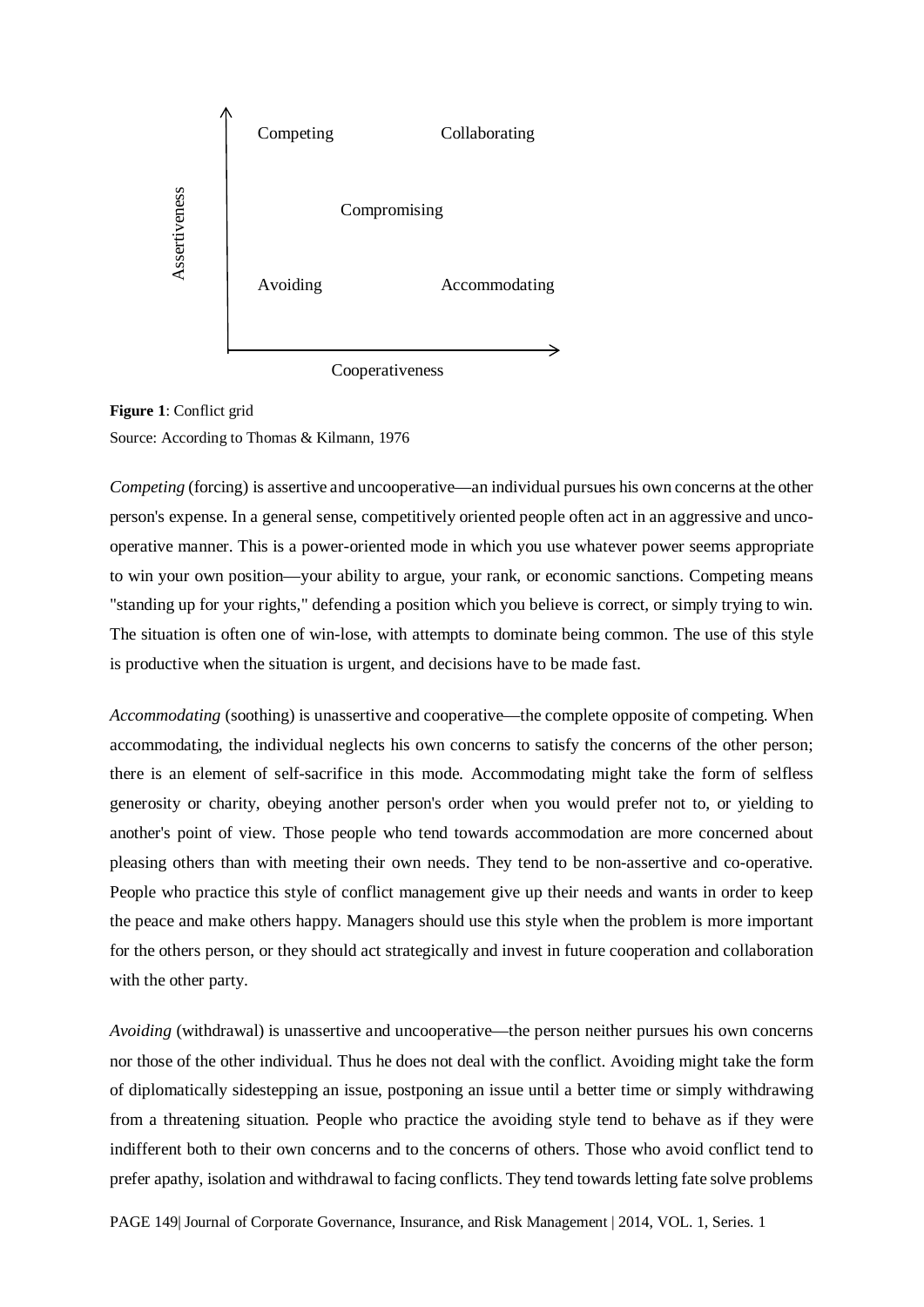Competing Collaborating

Compromising

Avoiding Accommodating

Assertiveness

Cooperativeness

**Figure 1**: Conflict grid
Source: According to Thomas & Kilmann, 1976

*Competing* (forcing) is assertive and uncooperative—an individual pursues his own concerns at the other person's expense. In a general sense, competitively oriented people often act in an aggressive and uncooperative manner. This is a power-oriented mode in which you use whatever power seems appropriate to win your own position—your ability to argue, your rank, or economic sanctions. Competing means "standing up for your rights," defending a position which you believe is correct, or simply trying to win. The situation is often one of win-lose, with attempts to dominate being common. The use of this style is productive when the situation is urgent, and decisions have to be made fast.

*Accommodating* (soothing) is unassertive and cooperative—the complete opposite of competing. When accommodating, the individual neglects his own concerns to satisfy the concerns of the other person; there is an element of self-sacrifice in this mode. Accommodating might take the form of selfless generosity or charity, obeying another person's order when you would prefer not to, or yielding to another's point of view. Those people who tend towards accommodation are more concerned about pleasing others than with meeting their own needs. They tend to be non-assertive and co-operative. People who practice this style of conflict management give up their needs and wants in order to keep the peace and make others happy. Managers should use this style when the problem is more important for the others person, or they should act strategically and invest in future cooperation and collaboration with the other party.

*Avoiding* (withdrawal) is unassertive and uncooperative—the person neither pursues his own concerns nor those of the other individual. Thus he does not deal with the conflict. Avoiding might take the form of diplomatically sidestepping an issue, postponing an issue until a better time or simply withdrawing from a threatening situation. People who practice the avoiding style tend to behave as if they were indifferent both to their own concerns and to the concerns of others. Those who avoid conflict tend to prefer apathy, isolation and withdrawal to facing conflicts. They tend towards letting fate solve problems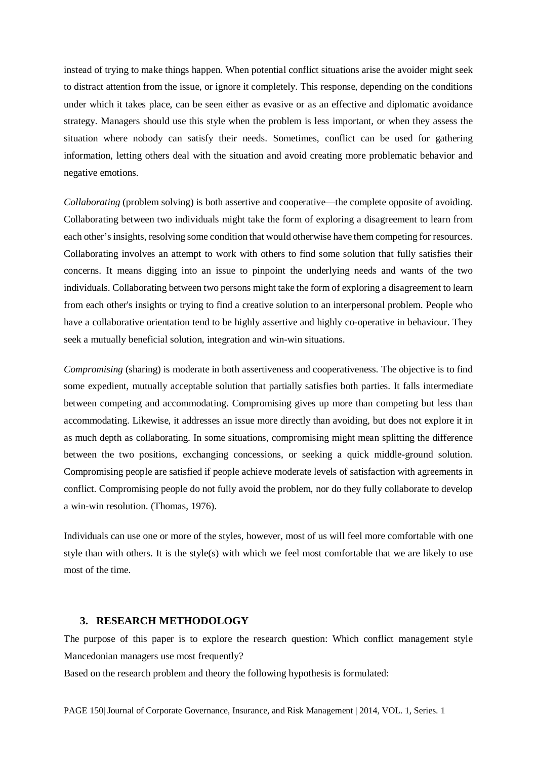instead of trying to make things happen. When potential conflict situations arise the avoider might seek to distract attention from the issue, or ignore it completely. This response, depending on the conditions under which it takes place, can be seen either as evasive or as an effective and diplomatic avoidance strategy. Managers should use this style when the problem is less important, or when they assess the situation where nobody can satisfy their needs. Sometimes, conflict can be used for gathering information, letting others deal with the situation and avoid creating more problematic behavior and negative emotions.

*Collaborating* (problem solving) is both assertive and cooperative—the complete opposite of avoiding. Collaborating between two individuals might take the form of exploring a disagreement to learn from each other's insights, resolving some condition that would otherwise have them competing for resources. Collaborating involves an attempt to work with others to find some solution that fully satisfies their concerns. It means digging into an issue to pinpoint the underlying needs and wants of the two individuals. Collaborating between two persons might take the form of exploring a disagreement to learn from each other's insights or trying to find a creative solution to an interpersonal problem. People who have a collaborative orientation tend to be highly assertive and highly co-operative in behaviour. They seek a mutually beneficial solution, integration and win-win situations.

*Compromising* (sharing) is moderate in both assertiveness and cooperativeness. The objective is to find some expedient, mutually acceptable solution that partially satisfies both parties. It falls intermediate between competing and accommodating. Compromising gives up more than competing but less than accommodating. Likewise, it addresses an issue more directly than avoiding, but does not explore it in as much depth as collaborating. In some situations, compromising might mean splitting the difference between the two positions, exchanging concessions, or seeking a quick middle-ground solution. Compromising people are satisfied if people achieve moderate levels of satisfaction with agreements in conflict. Compromising people do not fully avoid the problem, nor do they fully collaborate to develop a win-win resolution. (Thomas, 1976).

Individuals can use one or more of the styles, however, most of us will feel more comfortable with one style than with others. It is the style(s) with which we feel most comfortable that we are likely to use most of the time.

## 3. RESEARCH METHODOLOGY

The purpose of this paper is to explore the research question: Which conflict management style Mancedonian managers use most frequently?

Based on the research problem and theory the following hypothesis is formulated: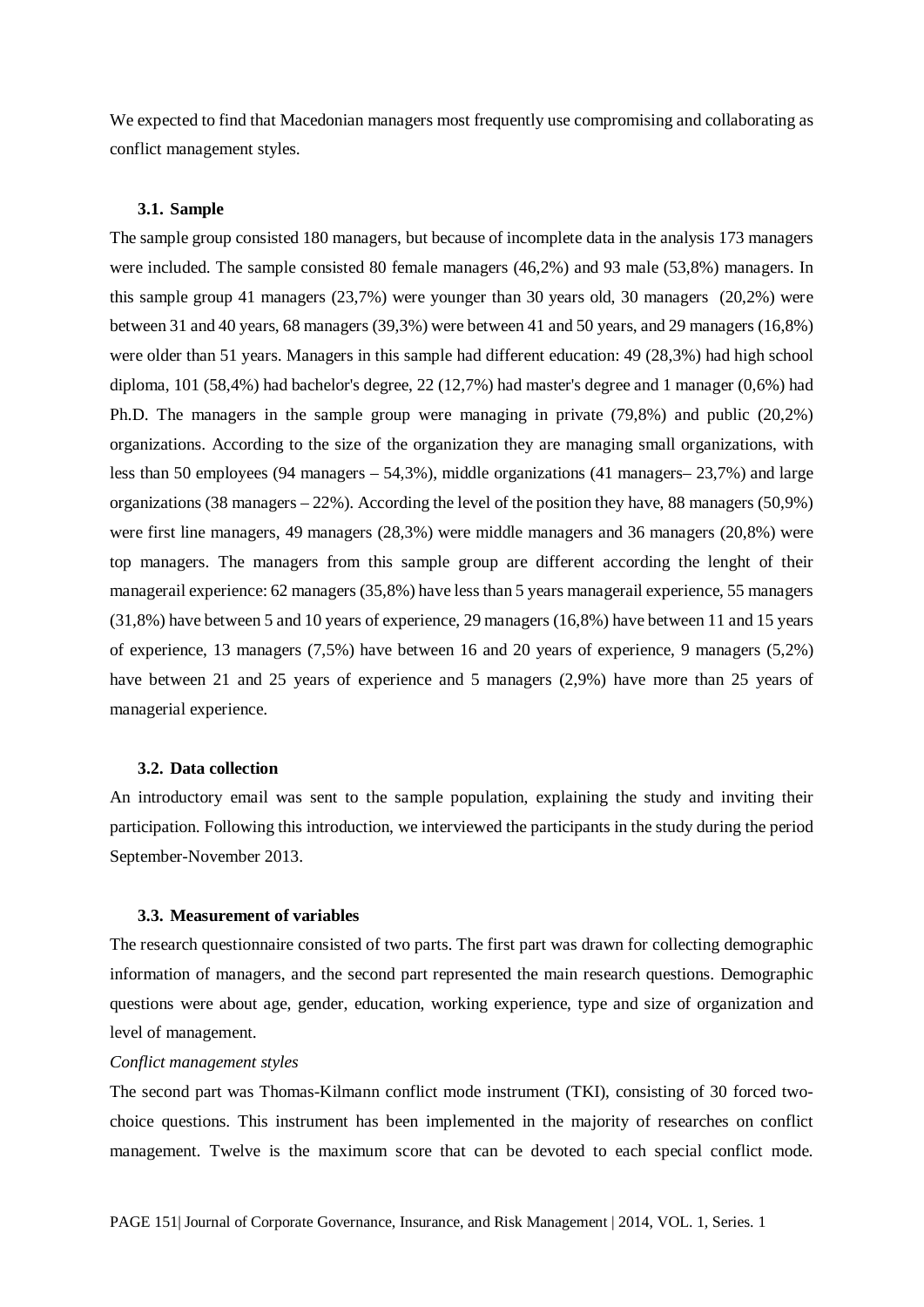We expected to find that Macedonian managers most frequently use compromising and collaborating as conflict management styles.

### 3.1. Sample

The sample group consisted 180 managers, but because of incomplete data in the analysis 173 managers were included. The sample consisted 80 female managers (46,2%) and 93 male (53,8%) managers. In this sample group 41 managers (23,7%) were younger than 30 years old, 30 managers (20,2%) were between 31 and 40 years, 68 managers (39,3%) were between 41 and 50 years, and 29 managers (16,8%) were older than 51 years. Managers in this sample had different education: 49 (28,3%) had high school diploma, 101 (58,4%) had bachelor's degree, 22 (12,7%) had master's degree and 1 manager (0,6%) had Ph.D. The managers in the sample group were managing in private (79,8%) and public (20,2%) organizations. According to the size of the organization they are managing small organizations, with less than 50 employees (94 managers – 54,3%), middle organizations (41 managers– 23,7%) and large organizations (38 managers – 22%). According the level of the position they have, 88 managers (50,9%) were first line managers, 49 managers (28,3%) were middle managers and 36 managers (20,8%) were top managers. The managers from this sample group are different according the lenght of their managerail experience: 62 managers (35,8%) have less than 5 years managerail experience, 55 managers (31,8%) have between 5 and 10 years of experience, 29 managers (16,8%) have between 11 and 15 years of experience, 13 managers (7,5%) have between 16 and 20 years of experience, 9 managers (5,2%) have between 21 and 25 years of experience and 5 managers (2,9%) have more than 25 years of managerial experience.

### 3.2. Data collection

An introductory email was sent to the sample population, explaining the study and inviting their participation. Following this introduction, we interviewed the participants in the study during the period September-November 2013.

### 3.3. Measurement of variables

The research questionnaire consisted of two parts. The first part was drawn for collecting demographic information of managers, and the second part represented the main research questions. Demographic questions were about age, gender, education, working experience, type and size of organization and level of management.

*Conflict management styles*

The second part was Thomas-Kilmann conflict mode instrument (TKI), consisting of 30 forced two-choice questions. This instrument has been implemented in the majority of researches on conflict management. Twelve is the maximum score that can be devoted to each special conflict mode.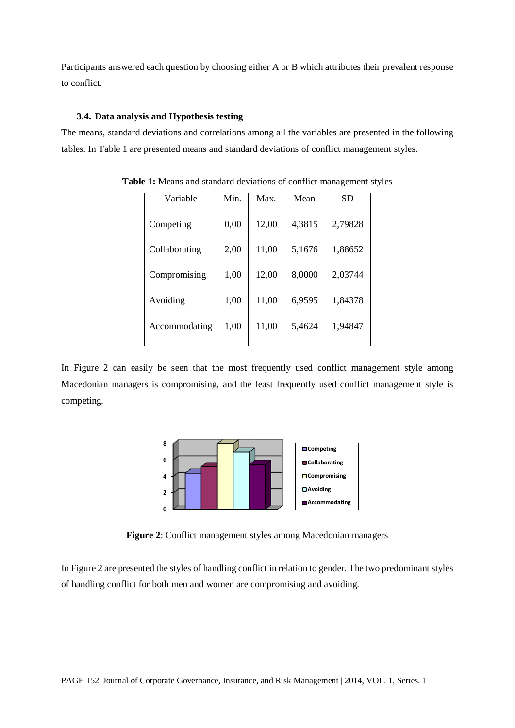Participants answered each question by choosing either A or B which attributes their prevalent response to conflict.

### 3.4. Data analysis and Hypothesis testing

The means, standard deviations and correlations among all the variables are presented in the following tables. In Table 1 are presented means and standard deviations of conflict management styles.

**Table 1:** Means and standard deviations of conflict management styles

| Variable | Min. | Max. | Mean | SD |
|---|---|---|---|---|
| Competing | 0,00 | 12,00 | 4,3815 | 2,79828 |
| Collaborating | 2,00 | 11,00 | 5,1676 | 1,88652 |
| Compromising | 1,00 | 12,00 | 8,0000 | 2,03744 |
| Avoiding | 1,00 | 11,00 | 6,9595 | 1,84378 |
| Accommodating | 1,00 | 11,00 | 5,4624 | 1,94847 |

In Figure 2 can easily be seen that the most frequently used conflict management style among Macedonian managers is compromising, and the least frequently used conflict management style is competing.

**Figure 2**: Conflict management styles among Macedonian managers

In Figure 2 are presented the styles of handling conflict in relation to gender. The two predominant styles of handling conflict for both men and women are compromising and avoiding.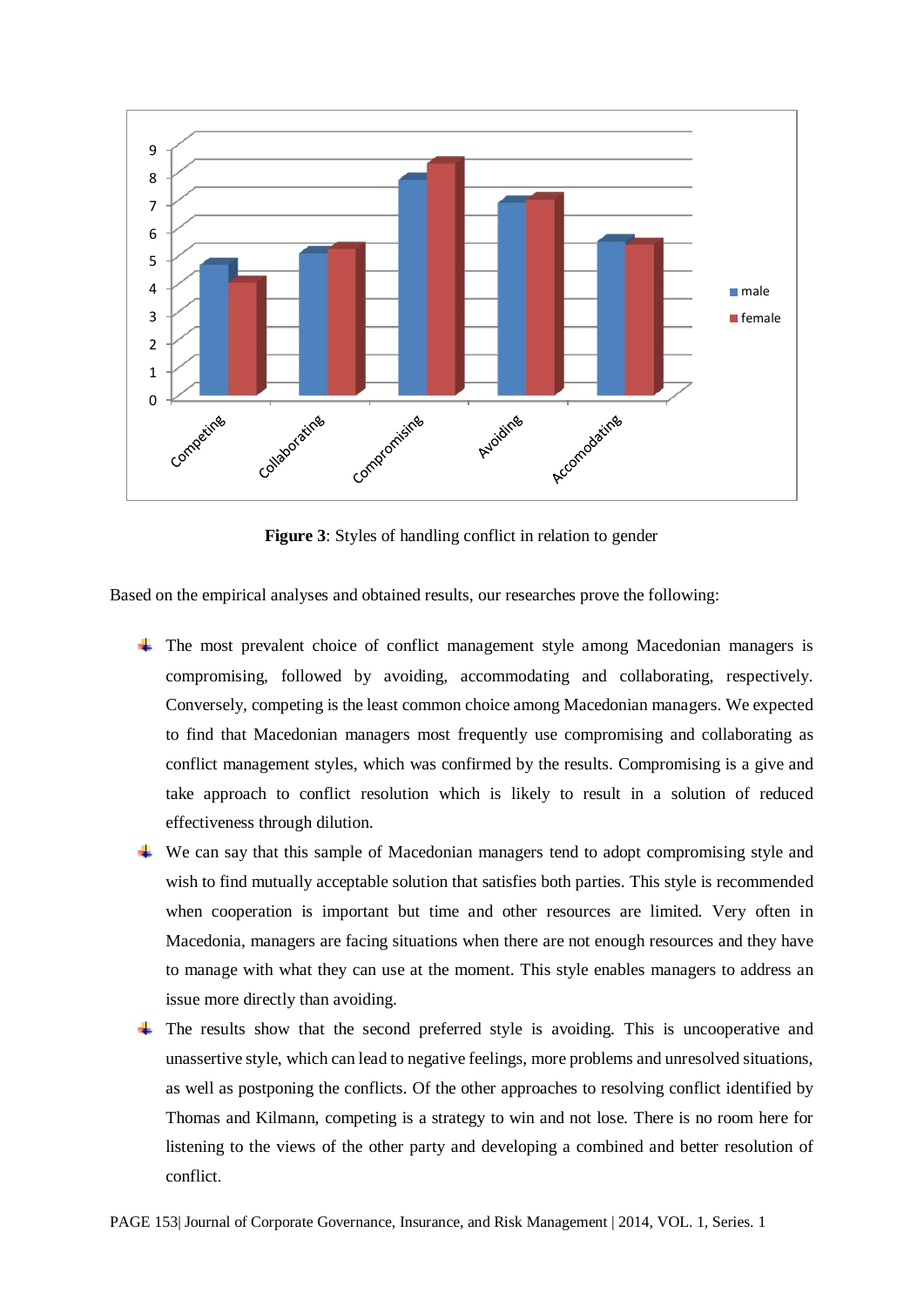**Figure 3**: Styles of handling conflict in relation to gender

Based on the empirical analyses and obtained results, our researches prove the following:

- The most prevalent choice of conflict management style among Macedonian managers is compromising, followed by avoiding, accommodating and collaborating, respectively. Conversely, competing is the least common choice among Macedonian managers. We expected to find that Macedonian managers most frequently use compromising and collaborating as conflict management styles, which was confirmed by the results. Compromising is a give and take approach to conflict resolution which is likely to result in a solution of reduced effectiveness through dilution.
- We can say that this sample of Macedonian managers tend to adopt compromising style and wish to find mutually acceptable solution that satisfies both parties. This style is recommended when cooperation is important but time and other resources are limited. Very often in Macedonia, managers are facing situations when there are not enough resources and they have to manage with what they can use at the moment. This style enables managers to address an issue more directly than avoiding.
- The results show that the second preferred style is avoiding. This is uncooperative and unassertive style, which can lead to negative feelings, more problems and unresolved situations, as well as postponing the conflicts. Of the other approaches to resolving conflict identified by Thomas and Kilmann, competing is a strategy to win and not lose. There is no room here for listening to the views of the other party and developing a combined and better resolution of conflict.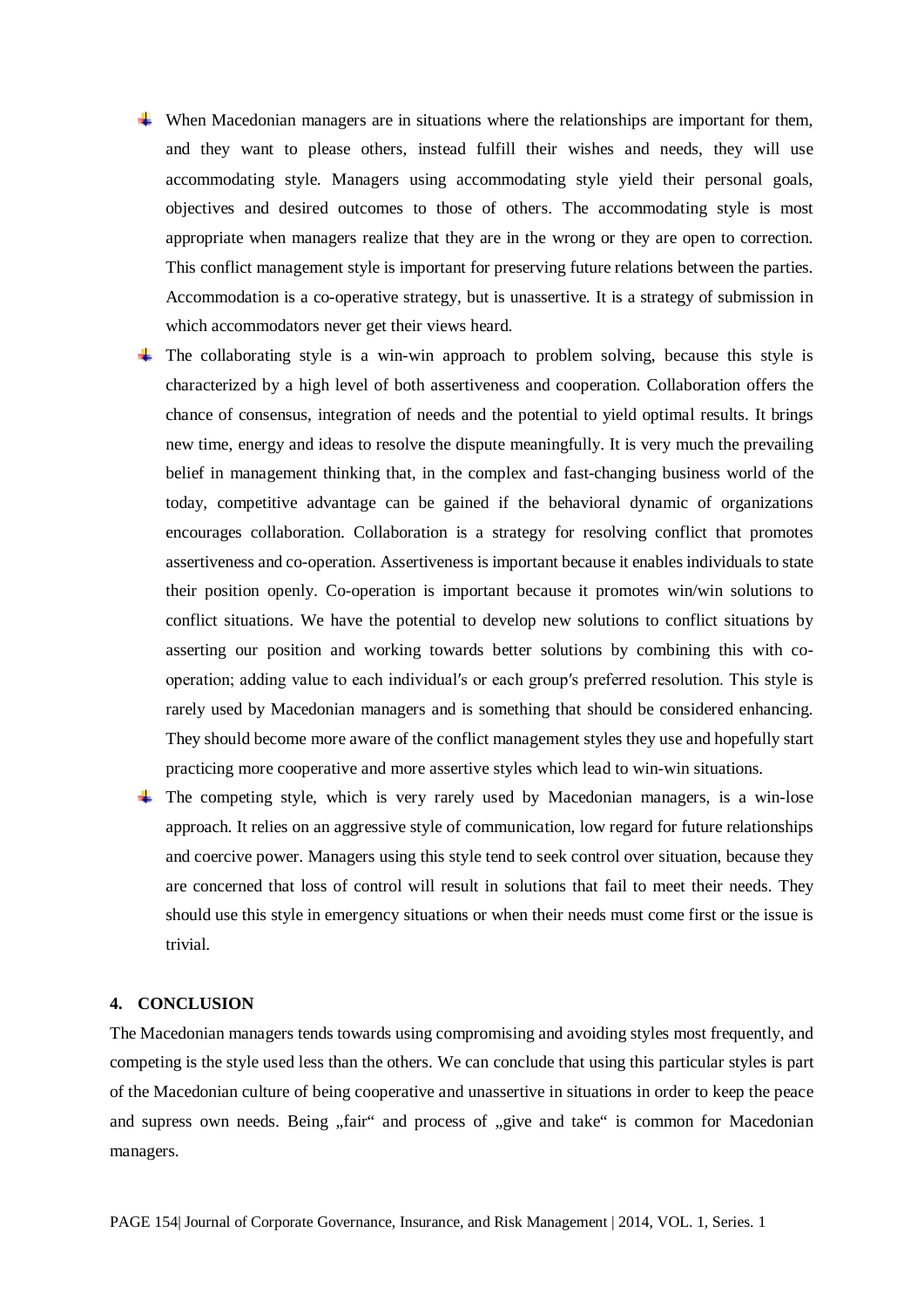- When Macedonian managers are in situations where the relationships are important for them, and they want to please others, instead fulfill their wishes and needs, they will use accommodating style. Managers using accommodating style yield their personal goals, objectives and desired outcomes to those of others. The accommodating style is most appropriate when managers realize that they are in the wrong or they are open to correction. This conflict management style is important for preserving future relations between the parties. Accommodation is a co-operative strategy, but is unassertive. It is a strategy of submission in which accommodators never get their views heard.
- The collaborating style is a win-win approach to problem solving, because this style is characterized by a high level of both assertiveness and cooperation. Collaboration offers the chance of consensus, integration of needs and the potential to yield optimal results. It brings new time, energy and ideas to resolve the dispute meaningfully. It is very much the prevailing belief in management thinking that, in the complex and fast-changing business world of the today, competitive advantage can be gained if the behavioral dynamic of organizations encourages collaboration. Collaboration is a strategy for resolving conflict that promotes assertiveness and co-operation. Assertiveness is important because it enables individuals to state their position openly. Co-operation is important because it promotes win/win solutions to conflict situations. We have the potential to develop new solutions to conflict situations by asserting our position and working towards better solutions by combining this with co-operation; adding value to each individual′s or each group′s preferred resolution. This style is rarely used by Macedonian managers and is something that should be considered enhancing. They should become more aware of the conflict management styles they use and hopefully start practicing more cooperative and more assertive styles which lead to win-win situations.
- The competing style, which is very rarely used by Macedonian managers, is a win-lose approach. It relies on an aggressive style of communication, low regard for future relationships and coercive power. Managers using this style tend to seek control over situation, because they are concerned that loss of control will result in solutions that fail to meet their needs. They should use this style in emergency situations or when their needs must come first or the issue is trivial.

## 4. CONCLUSION

The Macedonian managers tends towards using compromising and avoiding styles most frequently, and competing is the style used less than the others. We can conclude that using this particular styles is part of the Macedonian culture of being cooperative and unassertive in situations in order to keep the peace and supress own needs. Being „fair“ and process of „give and take“ is common for Macedonian managers.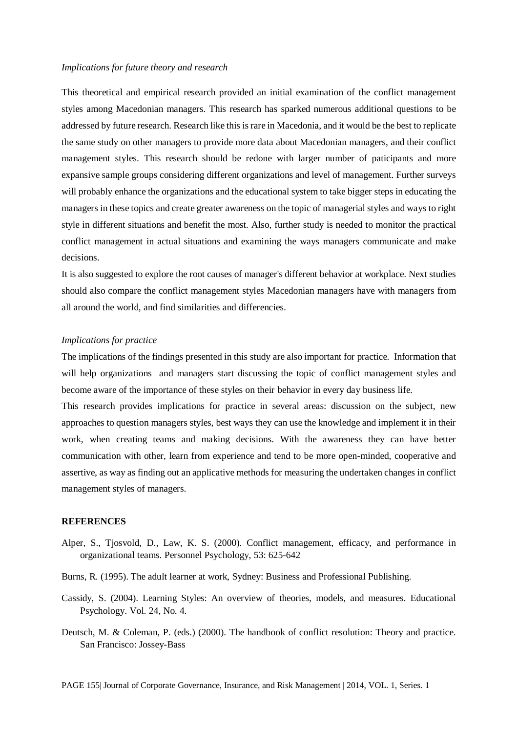*Implications for future theory and research*

This theoretical and empirical research provided an initial examination of the conflict management styles among Macedonian managers. This research has sparked numerous additional questions to be addressed by future research. Research like this is rare in Macedonia, and it would be the best to replicate the same study on other managers to provide more data about Macedonian managers, and their conflict management styles. This research should be redone with larger number of paticipants and more expansive sample groups considering different organizations and level of management. Further surveys will probably enhance the organizations and the educational system to take bigger steps in educating the managers in these topics and create greater awareness on the topic of managerial styles and ways to right style in different situations and benefit the most. Also, further study is needed to monitor the practical conflict management in actual situations and examining the ways managers communicate and make decisions.

It is also suggested to explore the root causes of manager's different behavior at workplace. Next studies should also compare the conflict management styles Macedonian managers have with managers from all around the world, and find similarities and differencies.

*Implications for practice*

The implications of the findings presented in this study are also important for practice. Information that will help organizations and managers start discussing the topic of conflict management styles and become aware of the importance of these styles on their behavior in every day business life.

This research provides implications for practice in several areas: discussion on the subject, new approaches to question managers styles, best ways they can use the knowledge and implement it in their work, when creating teams and making decisions. With the awareness they can have better communication with other, learn from experience and tend to be more open-minded, cooperative and assertive, as way as finding out an applicative methods for measuring the undertaken changes in conflict management styles of managers.

**REFERENCES**

Alper, S., Tjosvold, D., Law, K. S. (2000). Conflict management, efficacy, and performance in organizational teams. Personnel Psychology, 53: 625-642

Burns, R. (1995). The adult learner at work, Sydney: Business and Professional Publishing.

Cassidy, S. (2004). Learning Styles: An overview of theories, models, and measures. Educational Psychology. Vol. 24, No. 4.

Deutsch, M. & Coleman, P. (eds.) (2000). The handbook of conflict resolution: Theory and practice. San Francisco: Jossey-Bass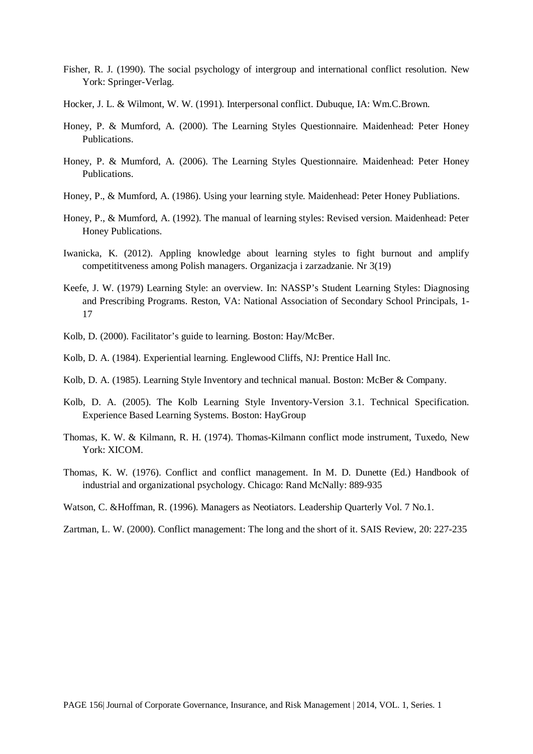Fisher, R. J. (1990). The social psychology of intergroup and international conflict resolution. New York: Springer-Verlag.

Hocker, J. L. & Wilmont, W. W. (1991). Interpersonal conflict. Dubuque, IA: Wm.C.Brown.

Honey, P. & Mumford, A. (2000). The Learning Styles Questionnaire. Maidenhead: Peter Honey Publications.

Honey, P. & Mumford, A. (2006). The Learning Styles Questionnaire. Maidenhead: Peter Honey Publications.

Honey, P., & Mumford, A. (1986). Using your learning style. Maidenhead: Peter Honey Publiations.

Honey, P., & Mumford, A. (1992). The manual of learning styles: Revised version. Maidenhead: Peter Honey Publications.

Iwanicka, K. (2012). Appling knowledge about learning styles to fight burnout and amplify competititveness among Polish managers. Organizacja i zarzadzanie. Nr 3(19)

Keefe, J. W. (1979) Learning Style: an overview. In: NASSP's Student Learning Styles: Diagnosing and Prescribing Programs. Reston, VA: National Association of Secondary School Principals, 1-17

Kolb, D. (2000). Facilitator's guide to learning. Boston: Hay/McBer.

Kolb, D. A. (1984). Experiential learning. Englewood Cliffs, NJ: Prentice Hall Inc.

Kolb, D. A. (1985). Learning Style Inventory and technical manual. Boston: McBer & Company.

Kolb, D. A. (2005). The Kolb Learning Style Inventory-Version 3.1. Technical Specification. Experience Based Learning Systems. Boston: HayGroup

Thomas, K. W. & Kilmann, R. H. (1974). Thomas-Kilmann conflict mode instrument, Tuxedo, New York: XICOM.

Thomas, K. W. (1976). Conflict and conflict management. In M. D. Dunette (Ed.) Handbook of industrial and organizational psychology. Chicago: Rand McNally: 889-935

Watson, C. &Hoffman, R. (1996). Managers as Neotiators. Leadership Quarterly Vol. 7 No.1.

Zartman, L. W. (2000). Conflict management: The long and the short of it. SAIS Review, 20: 227-235